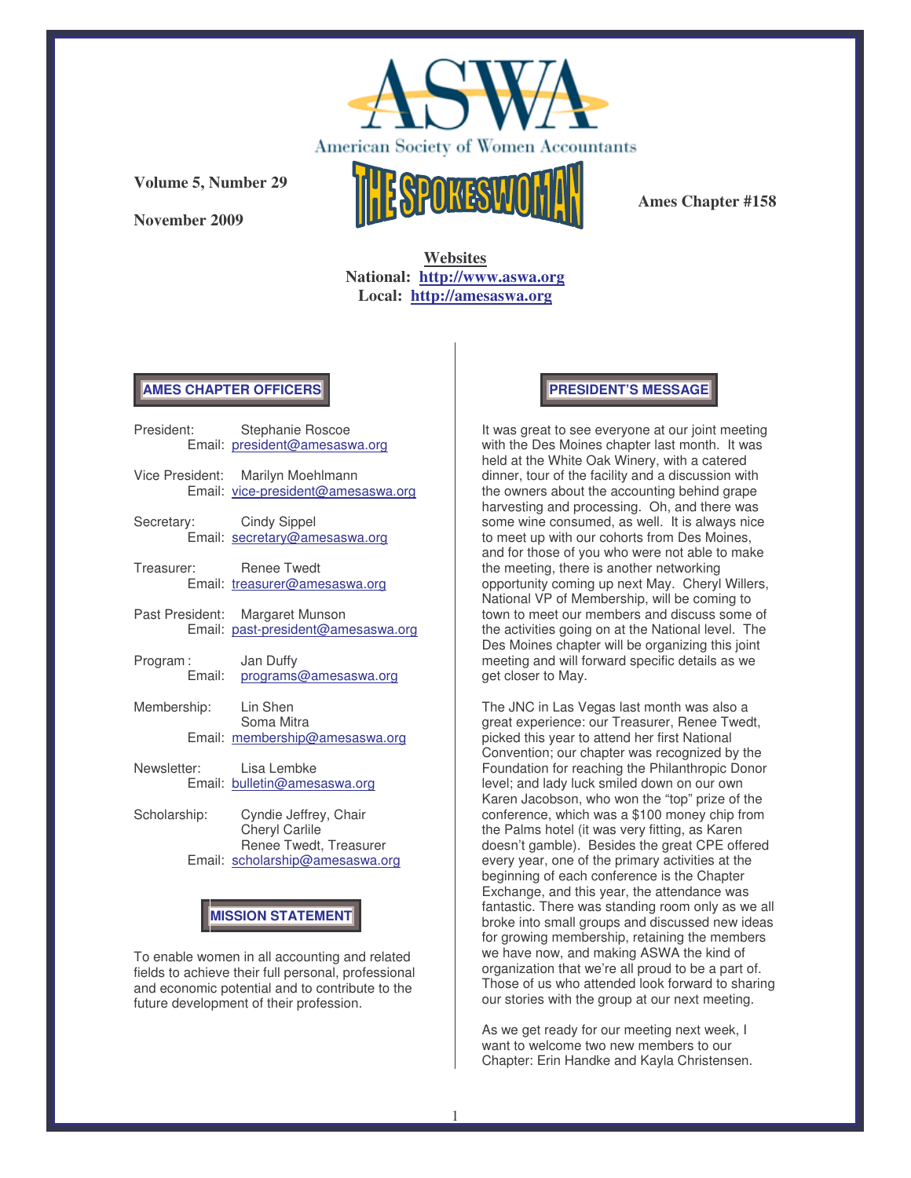# ASWA

American Society of Women Accountants

**Volume 5, Number 29**

**November 2009**

# THE SPOKESWOMAN

**Ames Chapter #158**

**Websites**
**National: http://www.aswa.org**
**Local: http://amesaswa.org**

## AMES CHAPTER OFFICERS

President: Stephanie Roscoe
Email: president@amesaswa.org

Vice President: Marilyn Moehlmann
Email: vice-president@amesaswa.org

Secretary: Cindy Sippel
Email: secretary@amesaswa.org

Treasurer: Renee Twedt
Email: treasurer@amesaswa.org

Past President: Margaret Munson
Email: past-president@amesaswa.org

Program: Jan Duffy
Email: programs@amesaswa.org

Membership: Lin Shen
Soma Mitra
Email: membership@amesaswa.org

Newsletter: Lisa Lembke
Email: bulletin@amesaswa.org

Scholarship: Cyndie Jeffrey, Chair
Cheryl Carlile
Renee Twedt, Treasurer
Email: scholarship@amesaswa.org

## MISSION STATEMENT

To enable women in all accounting and related fields to achieve their full personal, professional and economic potential and to contribute to the future development of their profession.

## PRESIDENT'S MESSAGE

It was great to see everyone at our joint meeting with the Des Moines chapter last month. It was held at the White Oak Winery, with a catered dinner, tour of the facility and a discussion with the owners about the accounting behind grape harvesting and processing. Oh, and there was some wine consumed, as well. It is always nice to meet up with our cohorts from Des Moines, and for those of you who were not able to make the meeting, there is another networking opportunity coming up next May. Cheryl Willers, National VP of Membership, will be coming to town to meet our members and discuss some of the activities going on at the National level. The Des Moines chapter will be organizing this joint meeting and will forward specific details as we get closer to May.

The JNC in Las Vegas last month was also a great experience: our Treasurer, Renee Twedt, picked this year to attend her first National Convention; our chapter was recognized by the Foundation for reaching the Philanthropic Donor level; and lady luck smiled down on our own Karen Jacobson, who won the "top" prize of the conference, which was a $100 money chip from the Palms hotel (it was very fitting, as Karen doesn't gamble). Besides the great CPE offered every year, one of the primary activities at the beginning of each conference is the Chapter Exchange, and this year, the attendance was fantastic. There was standing room only as we all broke into small groups and discussed new ideas for growing membership, retaining the members we have now, and making ASWA the kind of organization that we're all proud to be a part of. Those of us who attended look forward to sharing our stories with the group at our next meeting.

As we get ready for our meeting next week, I want to welcome two new members to our Chapter: Erin Handke and Kayla Christensen.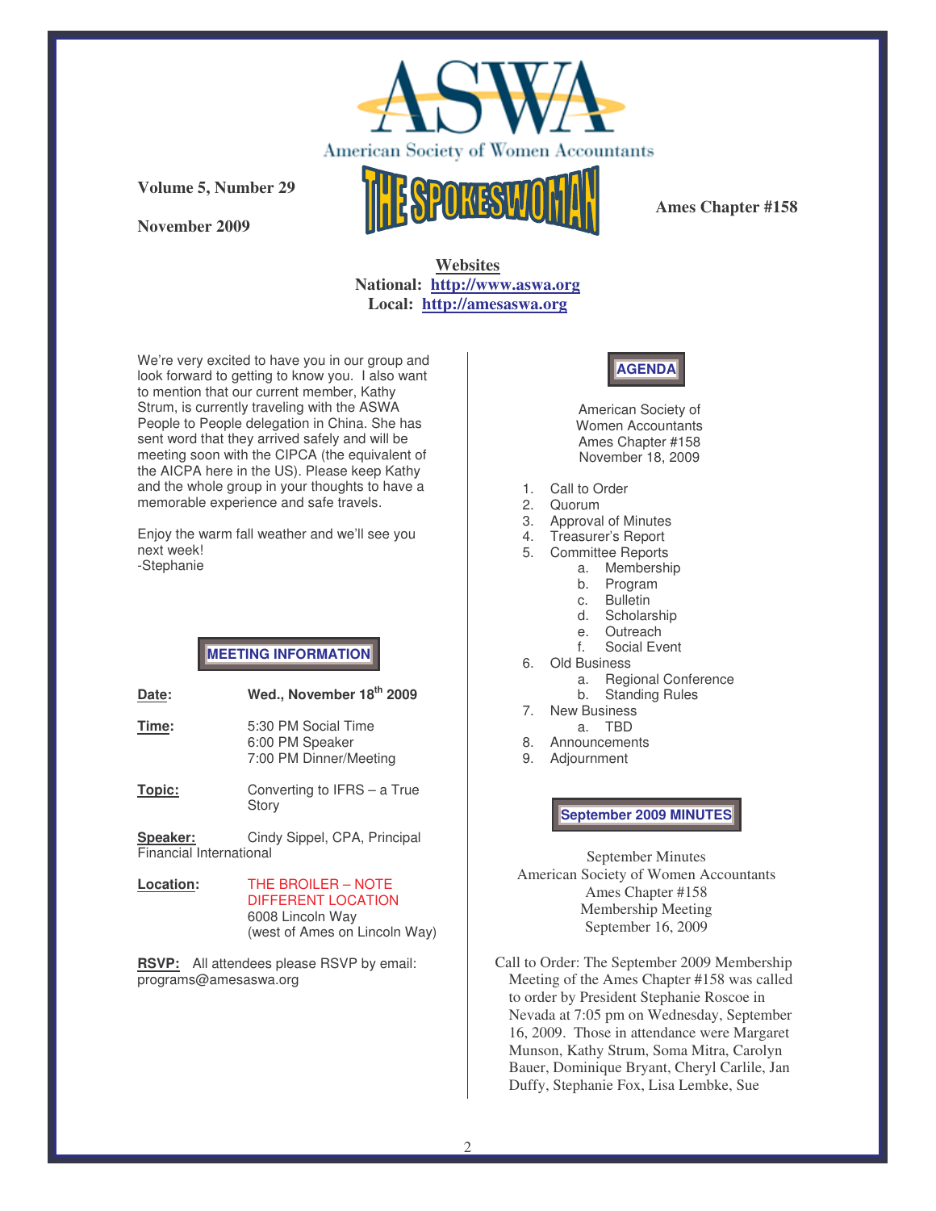American Society of Women Accountants

**Volume 5, Number 29**

**November 2009**

# THE SPOKESWOMAN

**Ames Chapter #158**

**Websites**
**National: http://www.aswa.org**
**Local: http://amesaswa.org**

We're very excited to have you in our group and look forward to getting to know you. I also want to mention that our current member, Kathy Strum, is currently traveling with the ASWA People to People delegation in China. She has sent word that they arrived safely and will be meeting soon with the CIPCA (the equivalent of the AICPA here in the US). Please keep Kathy and the whole group in your thoughts to have a memorable experience and safe travels.

Enjoy the warm fall weather and we'll see you next week!
-Stephanie

## MEETING INFORMATION

**Date:** **Wed., November 18th 2009**

**Time:** 5:30 PM Social Time
6:00 PM Speaker
7:00 PM Dinner/Meeting

**Topic:** Converting to IFRS – a True Story

**Speaker:** Cindy Sippel, CPA, Principal Financial International

**Location:** THE BROILER – NOTE DIFFERENT LOCATION
6008 Lincoln Way
(west of Ames on Lincoln Way)

**RSVP:** All attendees please RSVP by email: programs@amesaswa.org

## AGENDA

American Society of Women Accountants
Ames Chapter #158
November 18, 2009

1. Call to Order
2. Quorum
3. Approval of Minutes
4. Treasurer's Report
5. Committee Reports
   a. Membership
   b. Program
   c. Bulletin
   d. Scholarship
   e. Outreach
   f. Social Event
6. Old Business
   a. Regional Conference
   b. Standing Rules
7. New Business
   a. TBD
8. Announcements
9. Adjournment

## September 2009 MINUTES

September Minutes
American Society of Women Accountants
Ames Chapter #158
Membership Meeting
September 16, 2009

Call to Order: The September 2009 Membership Meeting of the Ames Chapter #158 was called to order by President Stephanie Roscoe in Nevada at 7:05 pm on Wednesday, September 16, 2009. Those in attendance were Margaret Munson, Kathy Strum, Soma Mitra, Carolyn Bauer, Dominique Bryant, Cheryl Carlile, Jan Duffy, Stephanie Fox, Lisa Lembke, Sue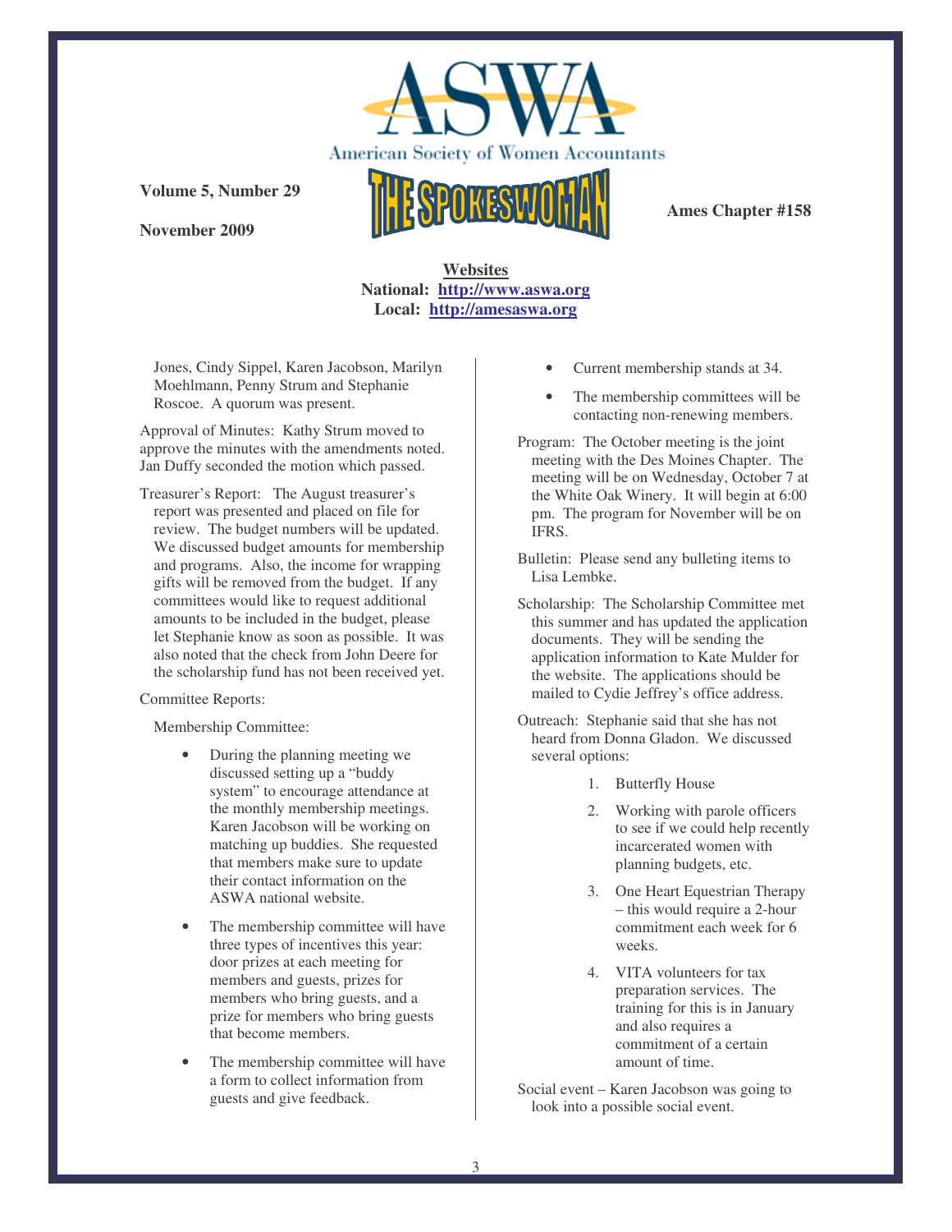**Websites**
**National: http://www.aswa.org**
**Local: http://amesaswa.org**

Jones, Cindy Sippel, Karen Jacobson, Marilyn Moehlmann, Penny Strum and Stephanie Roscoe. A quorum was present.

Approval of Minutes: Kathy Strum moved to approve the minutes with the amendments noted. Jan Duffy seconded the motion which passed.

Treasurer's Report: The August treasurer's report was presented and placed on file for review. The budget numbers will be updated. We discussed budget amounts for membership and programs. Also, the income for wrapping gifts will be removed from the budget. If any committees would like to request additional amounts to be included in the budget, please let Stephanie know as soon as possible. It was also noted that the check from John Deere for the scholarship fund has not been received yet.

Committee Reports:

Membership Committee:

- During the planning meeting we discussed setting up a "buddy system" to encourage attendance at the monthly membership meetings. Karen Jacobson will be working on matching up buddies. She requested that members make sure to update their contact information on the ASWA national website.
- The membership committee will have three types of incentives this year: door prizes at each meeting for members and guests, prizes for members who bring guests, and a prize for members who bring guests that become members.
- The membership committee will have a form to collect information from guests and give feedback.
- Current membership stands at 34.
- The membership committees will be contacting non-renewing members.

Program: The October meeting is the joint meeting with the Des Moines Chapter. The meeting will be on Wednesday, October 7 at the White Oak Winery. It will begin at 6:00 pm. The program for November will be on IFRS.

Bulletin: Please send any bulleting items to Lisa Lembke.

Scholarship: The Scholarship Committee met this summer and has updated the application documents. They will be sending the application information to Kate Mulder for the website. The applications should be mailed to Cydie Jeffrey's office address.

Outreach: Stephanie said that she has not heard from Donna Gladon. We discussed several options:

1. Butterfly House
2. Working with parole officers to see if we could help recently incarcerated women with planning budgets, etc.
3. One Heart Equestrian Therapy – this would require a 2-hour commitment each week for 6 weeks.
4. VITA volunteers for tax preparation services. The training for this is in January and also requires a commitment of a certain amount of time.

Social event – Karen Jacobson was going to look into a possible social event.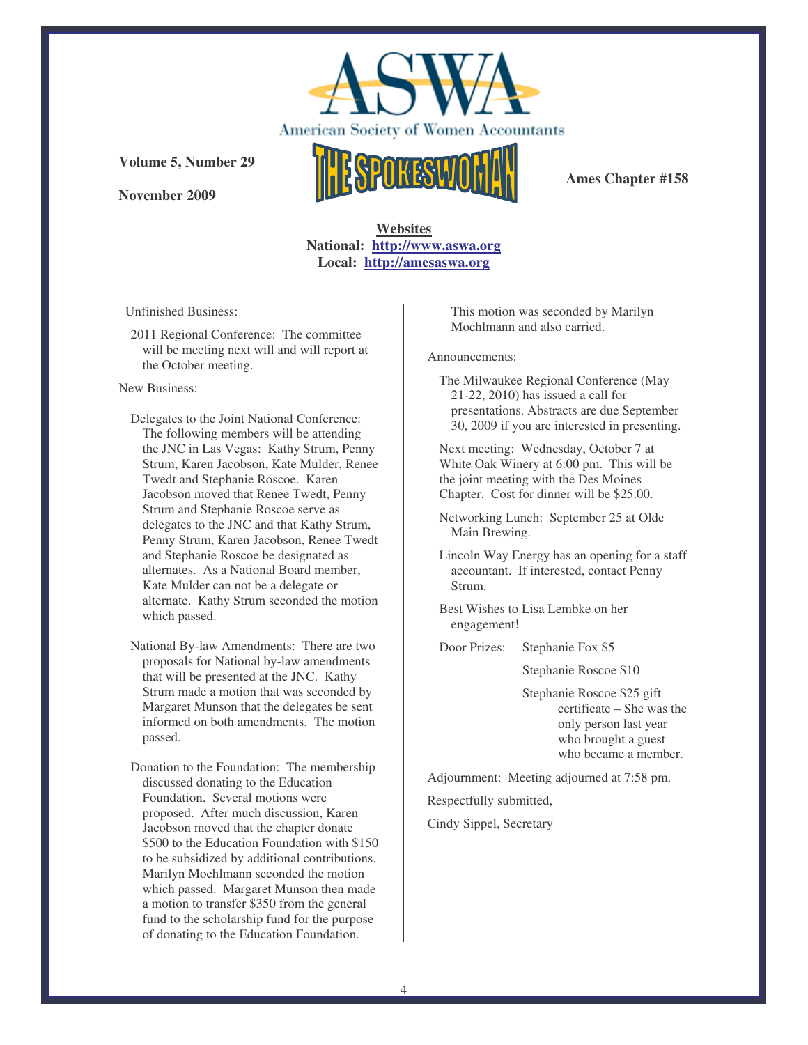**Volume 5, Number 29**

**November 2009**

American Society of Women Accountants

THE SPOKESWOMAN

**Ames Chapter #158**

**Websites**
**National: http://www.aswa.org**
**Local: http://amesaswa.org**

Unfinished Business:

2011 Regional Conference: The committee will be meeting next will and will report at the October meeting.

New Business:

Delegates to the Joint National Conference: The following members will be attending the JNC in Las Vegas: Kathy Strum, Penny Strum, Karen Jacobson, Kate Mulder, Renee Twedt and Stephanie Roscoe. Karen Jacobson moved that Renee Twedt, Penny Strum and Stephanie Roscoe serve as delegates to the JNC and that Kathy Strum, Penny Strum, Karen Jacobson, Renee Twedt and Stephanie Roscoe be designated as alternates. As a National Board member, Kate Mulder can not be a delegate or alternate. Kathy Strum seconded the motion which passed.

National By-law Amendments: There are two proposals for National by-law amendments that will be presented at the JNC. Kathy Strum made a motion that was seconded by Margaret Munson that the delegates be sent informed on both amendments. The motion passed.

Donation to the Foundation: The membership discussed donating to the Education Foundation. Several motions were proposed. After much discussion, Karen Jacobson moved that the chapter donate $500 to the Education Foundation with $150 to be subsidized by additional contributions. Marilyn Moehlmann seconded the motion which passed. Margaret Munson then made a motion to transfer $350 from the general fund to the scholarship fund for the purpose of donating to the Education Foundation. This motion was seconded by Marilyn Moehlmann and also carried.

Announcements:

The Milwaukee Regional Conference (May 21-22, 2010) has issued a call for presentations. Abstracts are due September 30, 2009 if you are interested in presenting.

Next meeting: Wednesday, October 7 at White Oak Winery at 6:00 pm. This will be the joint meeting with the Des Moines Chapter. Cost for dinner will be $25.00.

Networking Lunch: September 25 at Olde Main Brewing.

Lincoln Way Energy has an opening for a staff accountant. If interested, contact Penny Strum.

Best Wishes to Lisa Lembke on her engagement!

Door Prizes:
- Stephanie Fox $5
- Stephanie Roscoe $10
- Stephanie Roscoe $25 gift certificate – She was the only person last year who brought a guest who became a member.

Adjournment: Meeting adjourned at 7:58 pm.

Respectfully submitted,

Cindy Sippel, Secretary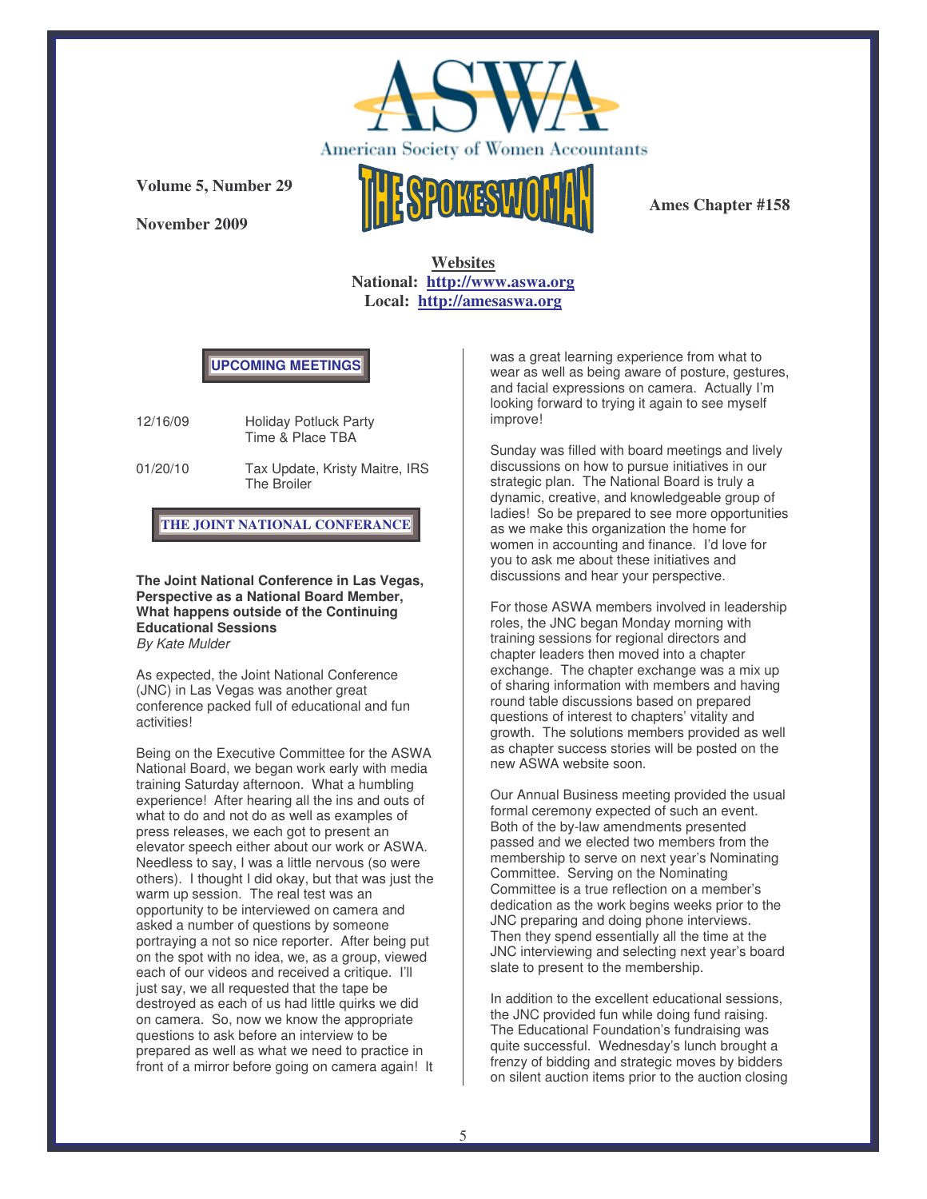# ASWA
American Society of Women Accountants

**Volume 5, Number 29**

**November 2009**

## THE SPOKESWOMAN

**Ames Chapter #158**

**Websites**
**National: http://www.aswa.org**
**Local: http://amesaswa.org**

### UPCOMING MEETINGS

| | |
|---|---|
| 12/16/09 | Holiday Potluck Party<br>Time & Place TBA |
| 01/20/10 | Tax Update, Kristy Maitre, IRS<br>The Broiler |

### THE JOINT NATIONAL CONFERANCE

**The Joint National Conference in Las Vegas, Perspective as a National Board Member, What happens outside of the Continuing Educational Sessions**
*By Kate Mulder*

As expected, the Joint National Conference (JNC) in Las Vegas was another great conference packed full of educational and fun activities!

Being on the Executive Committee for the ASWA National Board, we began work early with media training Saturday afternoon. What a humbling experience! After hearing all the ins and outs of what to do and not do as well as examples of press releases, we each got to present an elevator speech either about our work or ASWA. Needless to say, I was a little nervous (so were others). I thought I did okay, but that was just the warm up session. The real test was an opportunity to be interviewed on camera and asked a number of questions by someone portraying a not so nice reporter. After being put on the spot with no idea, we, as a group, viewed each of our videos and received a critique. I'll just say, we all requested that the tape be destroyed as each of us had little quirks we did on camera. So, now we know the appropriate questions to ask before an interview to be prepared as well as what we need to practice in front of a mirror before going on camera again! It was a great learning experience from what to wear as well as being aware of posture, gestures, and facial expressions on camera. Actually I'm looking forward to trying it again to see myself improve!

Sunday was filled with board meetings and lively discussions on how to pursue initiatives in our strategic plan. The National Board is truly a dynamic, creative, and knowledgeable group of ladies! So be prepared to see more opportunities as we make this organization the home for women in accounting and finance. I'd love for you to ask me about these initiatives and discussions and hear your perspective.

For those ASWA members involved in leadership roles, the JNC began Monday morning with training sessions for regional directors and chapter leaders then moved into a chapter exchange. The chapter exchange was a mix up of sharing information with members and having round table discussions based on prepared questions of interest to chapters' vitality and growth. The solutions members provided as well as chapter success stories will be posted on the new ASWA website soon.

Our Annual Business meeting provided the usual formal ceremony expected of such an event. Both of the by-law amendments presented passed and we elected two members from the membership to serve on next year's Nominating Committee. Serving on the Nominating Committee is a true reflection on a member's dedication as the work begins weeks prior to the JNC preparing and doing phone interviews. Then they spend essentially all the time at the JNC interviewing and selecting next year's board slate to present to the membership.

In addition to the excellent educational sessions, the JNC provided fun while doing fund raising. The Educational Foundation's fundraising was quite successful. Wednesday's lunch brought a frenzy of bidding and strategic moves by bidders on silent auction items prior to the auction closing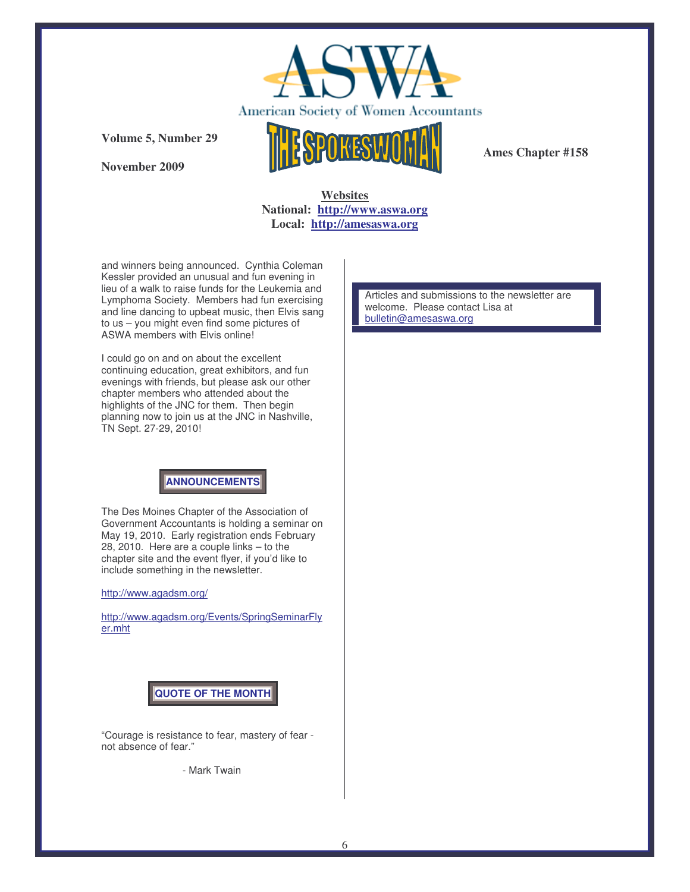Volume 5, Number 29

November 2009

Ames Chapter #158

**Websites**
**National: http://www.aswa.org**
**Local: http://amesaswa.org**

and winners being announced. Cynthia Coleman Kessler provided an unusual and fun evening in lieu of a walk to raise funds for the Leukemia and Lymphoma Society. Members had fun exercising and line dancing to upbeat music, then Elvis sang to us – you might even find some pictures of ASWA members with Elvis online!

I could go on and on about the excellent continuing education, great exhibitors, and fun evenings with friends, but please ask our other chapter members who attended about the highlights of the JNC for them. Then begin planning now to join us at the JNC in Nashville, TN Sept. 27-29, 2010!

## ANNOUNCEMENTS

The Des Moines Chapter of the Association of Government Accountants is holding a seminar on May 19, 2010. Early registration ends February 28, 2010. Here are a couple links – to the chapter site and the event flyer, if you'd like to include something in the newsletter.

http://www.agadsm.org/

http://www.agadsm.org/Events/SpringSeminarFlyer.mht

## QUOTE OF THE MONTH

"Courage is resistance to fear, mastery of fear - not absence of fear."

- Mark Twain

Articles and submissions to the newsletter are welcome. Please contact Lisa at bulletin@amesaswa.org